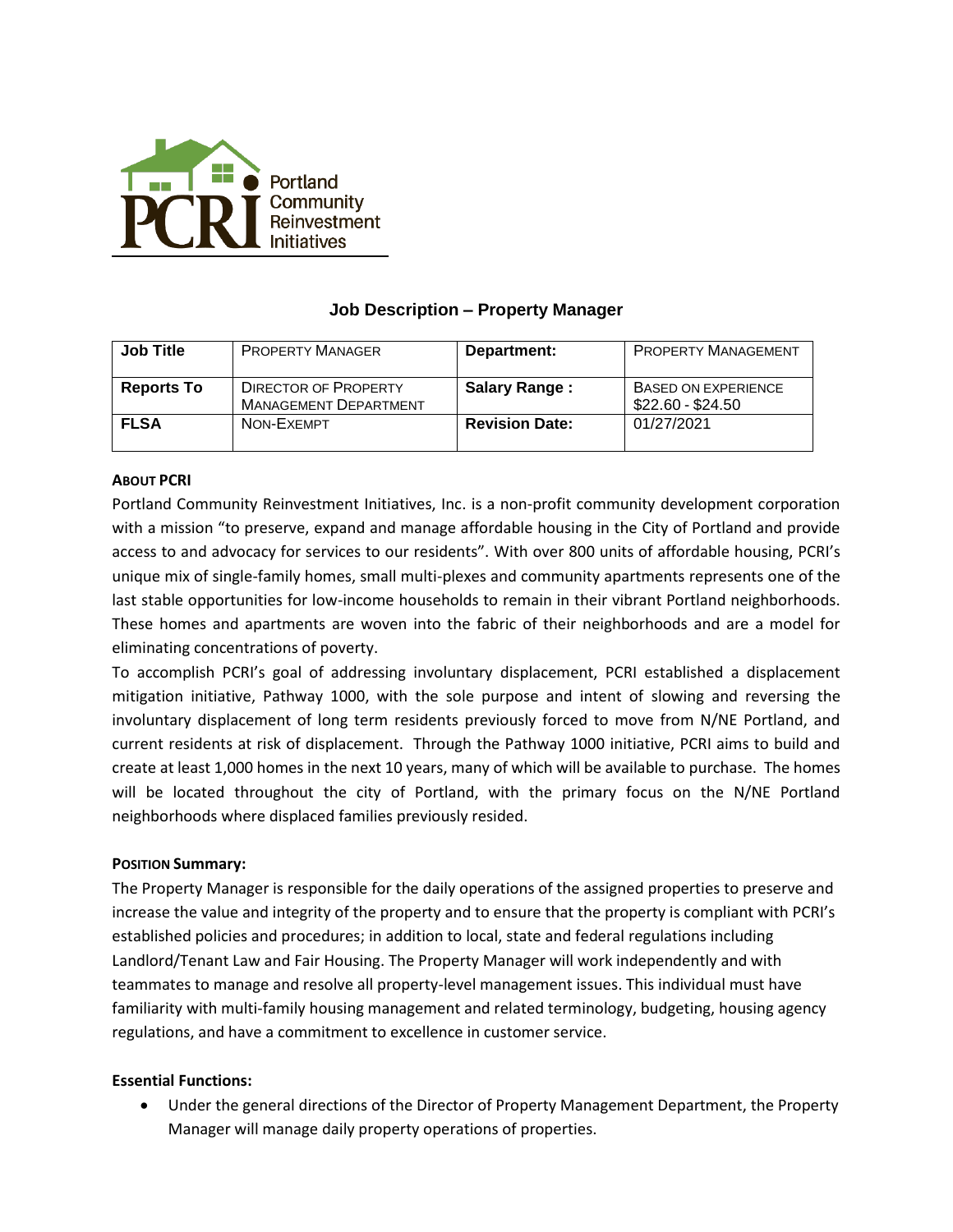Portland Community Reinvestment Initiatives

## Job Description – Property Manager

| Job Title | PROPERTY MANAGER | Department: | PROPERTY MANAGEMENT |
|---|---|---|---|
| Reports To | DIRECTOR OF PROPERTY MANAGEMENT DEPARTMENT | Salary Range : | BASED ON EXPERIENCE $22.60 - $24.50 |
| FLSA | NON-EXEMPT | Revision Date: | 01/27/2021 |

**ABOUT PCRI**

Portland Community Reinvestment Initiatives, Inc. is a non-profit community development corporation with a mission "to preserve, expand and manage affordable housing in the City of Portland and provide access to and advocacy for services to our residents". With over 800 units of affordable housing, PCRI's unique mix of single-family homes, small multi-plexes and community apartments represents one of the last stable opportunities for low-income households to remain in their vibrant Portland neighborhoods. These homes and apartments are woven into the fabric of their neighborhoods and are a model for eliminating concentrations of poverty.

To accomplish PCRI's goal of addressing involuntary displacement, PCRI established a displacement mitigation initiative, Pathway 1000, with the sole purpose and intent of slowing and reversing the involuntary displacement of long term residents previously forced to move from N/NE Portland, and current residents at risk of displacement. Through the Pathway 1000 initiative, PCRI aims to build and create at least 1,000 homes in the next 10 years, many of which will be available to purchase. The homes will be located throughout the city of Portland, with the primary focus on the N/NE Portland neighborhoods where displaced families previously resided.

**POSITION Summary:**

The Property Manager is responsible for the daily operations of the assigned properties to preserve and increase the value and integrity of the property and to ensure that the property is compliant with PCRI's established policies and procedures; in addition to local, state and federal regulations including Landlord/Tenant Law and Fair Housing. The Property Manager will work independently and with teammates to manage and resolve all property-level management issues. This individual must have familiarity with multi-family housing management and related terminology, budgeting, housing agency regulations, and have a commitment to excellence in customer service.

**Essential Functions:**

- Under the general directions of the Director of Property Management Department, the Property Manager will manage daily property operations of properties.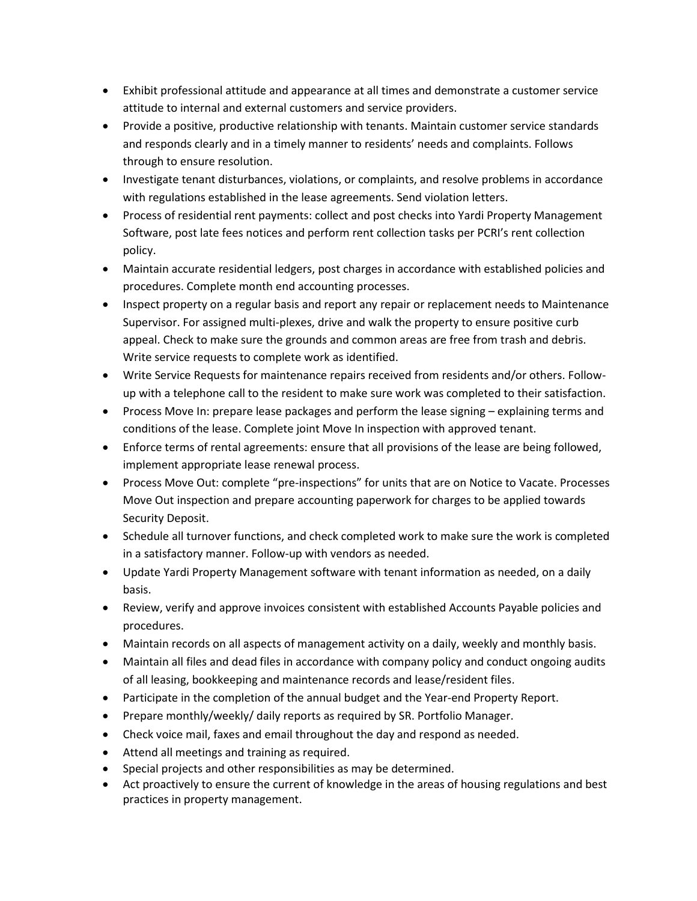- Exhibit professional attitude and appearance at all times and demonstrate a customer service attitude to internal and external customers and service providers.
- Provide a positive, productive relationship with tenants. Maintain customer service standards and responds clearly and in a timely manner to residents' needs and complaints. Follows through to ensure resolution.
- Investigate tenant disturbances, violations, or complaints, and resolve problems in accordance with regulations established in the lease agreements. Send violation letters.
- Process of residential rent payments: collect and post checks into Yardi Property Management Software, post late fees notices and perform rent collection tasks per PCRI's rent collection policy.
- Maintain accurate residential ledgers, post charges in accordance with established policies and procedures. Complete month end accounting processes.
- Inspect property on a regular basis and report any repair or replacement needs to Maintenance Supervisor. For assigned multi-plexes, drive and walk the property to ensure positive curb appeal. Check to make sure the grounds and common areas are free from trash and debris. Write service requests to complete work as identified.
- Write Service Requests for maintenance repairs received from residents and/or others. Follow-up with a telephone call to the resident to make sure work was completed to their satisfaction.
- Process Move In: prepare lease packages and perform the lease signing – explaining terms and conditions of the lease. Complete joint Move In inspection with approved tenant.
- Enforce terms of rental agreements: ensure that all provisions of the lease are being followed, implement appropriate lease renewal process.
- Process Move Out: complete "pre-inspections" for units that are on Notice to Vacate. Processes Move Out inspection and prepare accounting paperwork for charges to be applied towards Security Deposit.
- Schedule all turnover functions, and check completed work to make sure the work is completed in a satisfactory manner. Follow-up with vendors as needed.
- Update Yardi Property Management software with tenant information as needed, on a daily basis.
- Review, verify and approve invoices consistent with established Accounts Payable policies and procedures.
- Maintain records on all aspects of management activity on a daily, weekly and monthly basis.
- Maintain all files and dead files in accordance with company policy and conduct ongoing audits of all leasing, bookkeeping and maintenance records and lease/resident files.
- Participate in the completion of the annual budget and the Year-end Property Report.
- Prepare monthly/weekly/ daily reports as required by SR. Portfolio Manager.
- Check voice mail, faxes and email throughout the day and respond as needed.
- Attend all meetings and training as required.
- Special projects and other responsibilities as may be determined.
- Act proactively to ensure the current of knowledge in the areas of housing regulations and best practices in property management.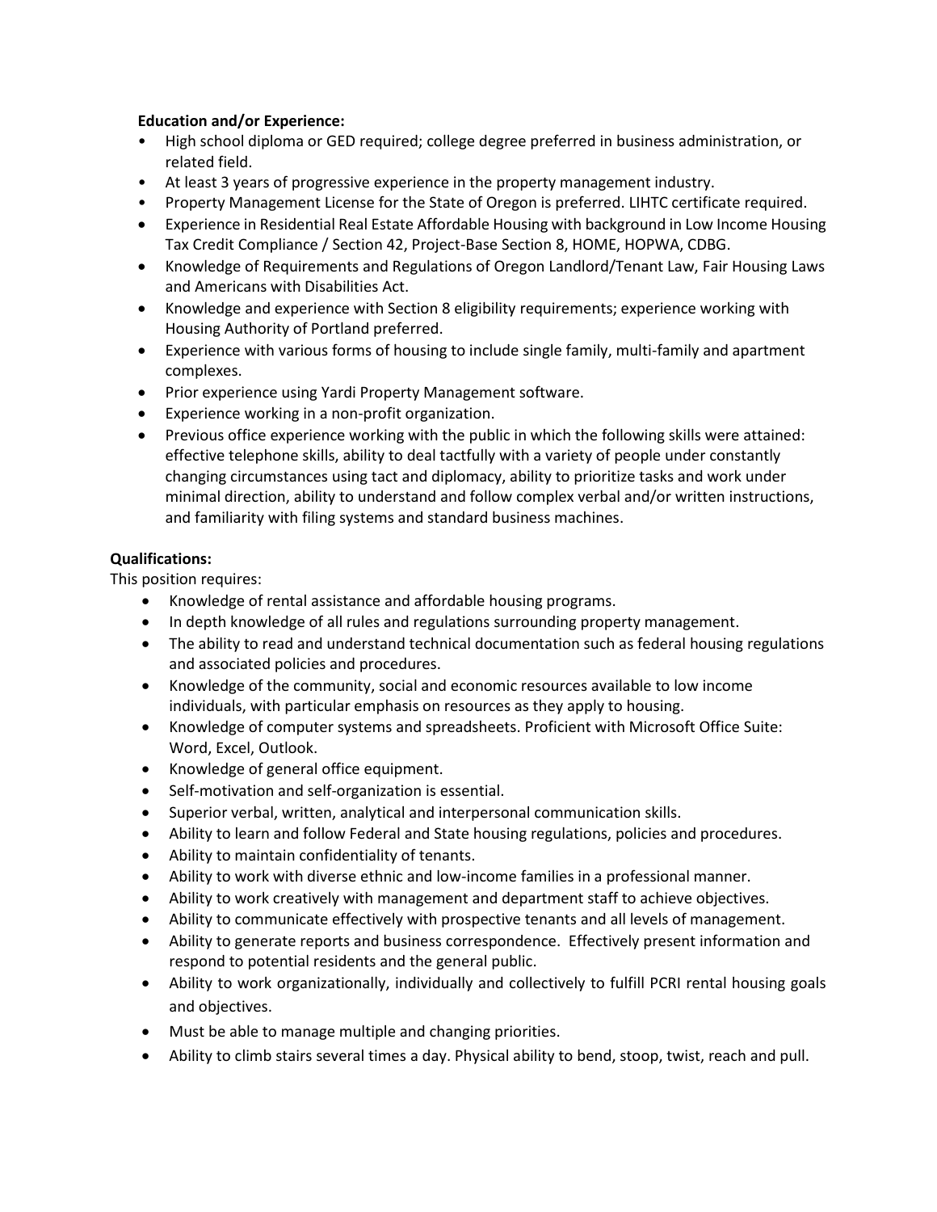**Education and/or Experience:**

- High school diploma or GED required; college degree preferred in business administration, or related field.
- At least 3 years of progressive experience in the property management industry.
- Property Management License for the State of Oregon is preferred. LIHTC certificate required.
- Experience in Residential Real Estate Affordable Housing with background in Low Income Housing Tax Credit Compliance / Section 42, Project-Base Section 8, HOME, HOPWA, CDBG.
- Knowledge of Requirements and Regulations of Oregon Landlord/Tenant Law, Fair Housing Laws and Americans with Disabilities Act.
- Knowledge and experience with Section 8 eligibility requirements; experience working with Housing Authority of Portland preferred.
- Experience with various forms of housing to include single family, multi-family and apartment complexes.
- Prior experience using Yardi Property Management software.
- Experience working in a non-profit organization.
- Previous office experience working with the public in which the following skills were attained: effective telephone skills, ability to deal tactfully with a variety of people under constantly changing circumstances using tact and diplomacy, ability to prioritize tasks and work under minimal direction, ability to understand and follow complex verbal and/or written instructions, and familiarity with filing systems and standard business machines.

**Qualifications:**

This position requires:

- Knowledge of rental assistance and affordable housing programs.
- In depth knowledge of all rules and regulations surrounding property management.
- The ability to read and understand technical documentation such as federal housing regulations and associated policies and procedures.
- Knowledge of the community, social and economic resources available to low income individuals, with particular emphasis on resources as they apply to housing.
- Knowledge of computer systems and spreadsheets. Proficient with Microsoft Office Suite: Word, Excel, Outlook.
- Knowledge of general office equipment.
- Self-motivation and self-organization is essential.
- Superior verbal, written, analytical and interpersonal communication skills.
- Ability to learn and follow Federal and State housing regulations, policies and procedures.
- Ability to maintain confidentiality of tenants.
- Ability to work with diverse ethnic and low-income families in a professional manner.
- Ability to work creatively with management and department staff to achieve objectives.
- Ability to communicate effectively with prospective tenants and all levels of management.
- Ability to generate reports and business correspondence. Effectively present information and respond to potential residents and the general public.
- Ability to work organizationally, individually and collectively to fulfill PCRI rental housing goals and objectives.
- Must be able to manage multiple and changing priorities.
- Ability to climb stairs several times a day. Physical ability to bend, stoop, twist, reach and pull.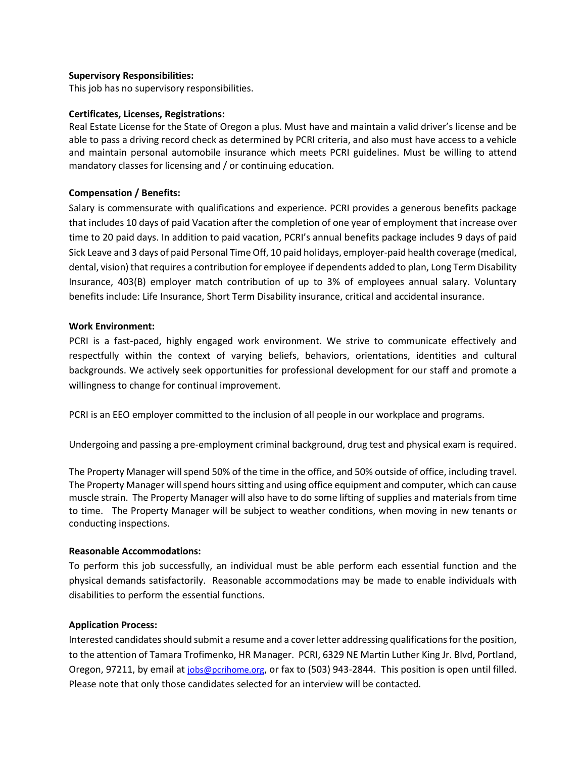**Supervisory Responsibilities:**
This job has no supervisory responsibilities.

**Certificates, Licenses, Registrations:**
Real Estate License for the State of Oregon a plus. Must have and maintain a valid driver's license and be able to pass a driving record check as determined by PCRI criteria, and also must have access to a vehicle and maintain personal automobile insurance which meets PCRI guidelines. Must be willing to attend mandatory classes for licensing and / or continuing education.

**Compensation / Benefits:**
Salary is commensurate with qualifications and experience. PCRI provides a generous benefits package that includes 10 days of paid Vacation after the completion of one year of employment that increase over time to 20 paid days. In addition to paid vacation, PCRI's annual benefits package includes 9 days of paid Sick Leave and 3 days of paid Personal Time Off, 10 paid holidays, employer-paid health coverage (medical, dental, vision) that requires a contribution for employee if dependents added to plan, Long Term Disability Insurance, 403(B) employer match contribution of up to 3% of employees annual salary. Voluntary benefits include: Life Insurance, Short Term Disability insurance, critical and accidental insurance.

**Work Environment:**
PCRI is a fast-paced, highly engaged work environment. We strive to communicate effectively and respectfully within the context of varying beliefs, behaviors, orientations, identities and cultural backgrounds. We actively seek opportunities for professional development for our staff and promote a willingness to change for continual improvement.

PCRI is an EEO employer committed to the inclusion of all people in our workplace and programs.

Undergoing and passing a pre-employment criminal background, drug test and physical exam is required.

The Property Manager will spend 50% of the time in the office, and 50% outside of office, including travel. The Property Manager will spend hours sitting and using office equipment and computer, which can cause muscle strain. The Property Manager will also have to do some lifting of supplies and materials from time to time. The Property Manager will be subject to weather conditions, when moving in new tenants or conducting inspections.

**Reasonable Accommodations:**
To perform this job successfully, an individual must be able perform each essential function and the physical demands satisfactorily. Reasonable accommodations may be made to enable individuals with disabilities to perform the essential functions.

**Application Process:**
Interested candidates should submit a resume and a cover letter addressing qualifications for the position, to the attention of Tamara Trofimenko, HR Manager. PCRI, 6329 NE Martin Luther King Jr. Blvd, Portland, Oregon, 97211, by email at jobs@pcrihome.org, or fax to (503) 943-2844. This position is open until filled. Please note that only those candidates selected for an interview will be contacted.